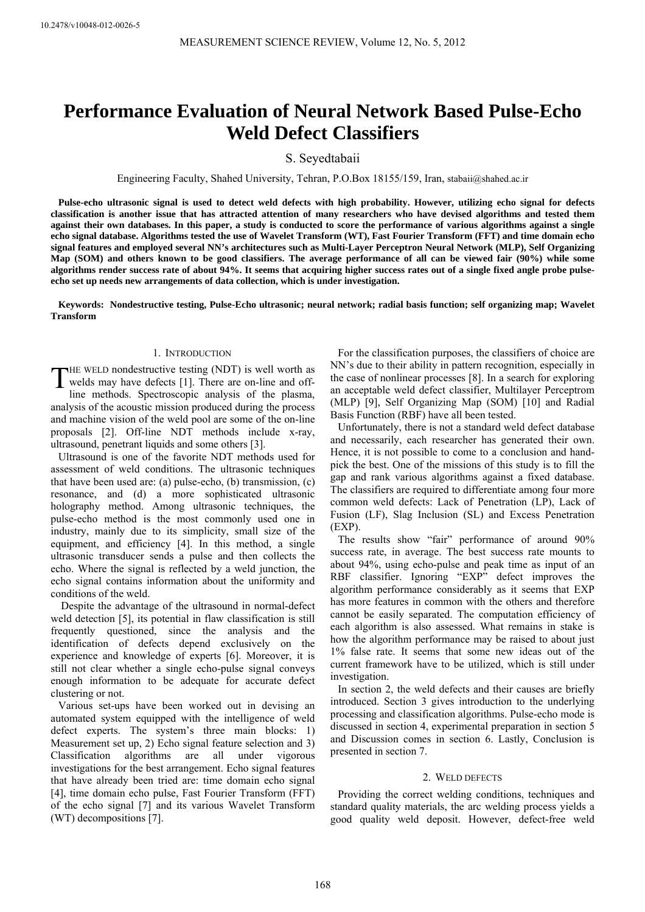10.2478/v10048-012-0026-5

# Performance Evaluation of Neural Network Based Pulse-Echo Weld Defect Classifiers

S. Seyedtabaii

Engineering Faculty, Shahed University, Tehran, P.O.Box 18155/159, Iran, stabaii@shahed.ac.ir

**Pulse-echo ultrasonic signal is used to detect weld defects with high probability. However, utilizing echo signal for defects classification is another issue that has attracted attention of many researchers who have devised algorithms and tested them against their own databases. In this paper, a study is conducted to score the performance of various algorithms against a single echo signal database. Algorithms tested the use of Wavelet Transform (WT), Fast Fourier Transform (FFT) and time domain echo signal features and employed several NN's architectures such as Multi-Layer Perceptron Neural Network (MLP), Self Organizing Map (SOM) and others known to be good classifiers. The average performance of all can be viewed fair (90%) while some algorithms render success rate of about 94%. It seems that acquiring higher success rates out of a single fixed angle probe pulse-echo set up needs new arrangements of data collection, which is under investigation.**

**Keywords: Nondestructive testing, Pulse-Echo ultrasonic; neural network; radial basis function; self organizing map; Wavelet Transform**

## 1. Introduction

The weld nondestructive testing (NDT) is well worth as welds may have defects [1]. There are on-line and off-line methods. Spectroscopic analysis of the plasma, analysis of the acoustic mission produced during the process and machine vision of the weld pool are some of the on-line proposals [2]. Off-line NDT methods include x-ray, ultrasound, penetrant liquids and some others [3].

Ultrasound is one of the favorite NDT methods used for assessment of weld conditions. The ultrasonic techniques that have been used are: (a) pulse-echo, (b) transmission, (c) resonance, and (d) a more sophisticated ultrasonic holography method. Among ultrasonic techniques, the pulse-echo method is the most commonly used one in industry, mainly due to its simplicity, small size of the equipment, and efficiency [4]. In this method, a single ultrasonic transducer sends a pulse and then collects the echo. Where the signal is reflected by a weld junction, the echo signal contains information about the uniformity and conditions of the weld.

Despite the advantage of the ultrasound in normal-defect weld detection [5], its potential in flaw classification is still frequently questioned, since the analysis and the identification of defects depend exclusively on the experience and knowledge of experts [6]. Moreover, it is still not clear whether a single echo-pulse signal conveys enough information to be adequate for accurate defect clustering or not.

Various set-ups have been worked out in devising an automated system equipped with the intelligence of weld defect experts. The system's three main blocks: 1) Measurement set up, 2) Echo signal feature selection and 3) Classification algorithms are all under vigorous investigations for the best arrangement. Echo signal features that have already been tried are: time domain echo signal [4], time domain echo pulse, Fast Fourier Transform (FFT) of the echo signal [7] and its various Wavelet Transform (WT) decompositions [7].

For the classification purposes, the classifiers of choice are NN's due to their ability in pattern recognition, especially in the case of nonlinear processes [8]. In a search for exploring an acceptable weld defect classifier, Multilayer Perceptrom (MLP) [9], Self Organizing Map (SOM) [10] and Radial Basis Function (RBF) have all been tested.

Unfortunately, there is not a standard weld defect database and necessarily, each researcher has generated their own. Hence, it is not possible to come to a conclusion and hand-pick the best. One of the missions of this study is to fill the gap and rank various algorithms against a fixed database. The classifiers are required to differentiate among four more common weld defects: Lack of Penetration (LP), Lack of Fusion (LF), Slag Inclusion (SL) and Excess Penetration (EXP).

The results show "fair" performance of around 90% success rate, in average. The best success rate mounts to about 94%, using echo-pulse and peak time as input of an RBF classifier. Ignoring "EXP" defect improves the algorithm performance considerably as it seems that EXP has more features in common with the others and therefore cannot be easily separated. The computation efficiency of each algorithm is also assessed. What remains in stake is how the algorithm performance may be raised to about just 1% false rate. It seems that some new ideas out of the current framework have to be utilized, which is still under investigation.

In section 2, the weld defects and their causes are briefly introduced. Section 3 gives introduction to the underlying processing and classification algorithms. Pulse-echo mode is discussed in section 4, experimental preparation in section 5 and Discussion comes in section 6. Lastly, Conclusion is presented in section 7.

## 2. Weld defects

Providing the correct welding conditions, techniques and standard quality materials, the arc welding process yields a good quality weld deposit. However, defect-free weld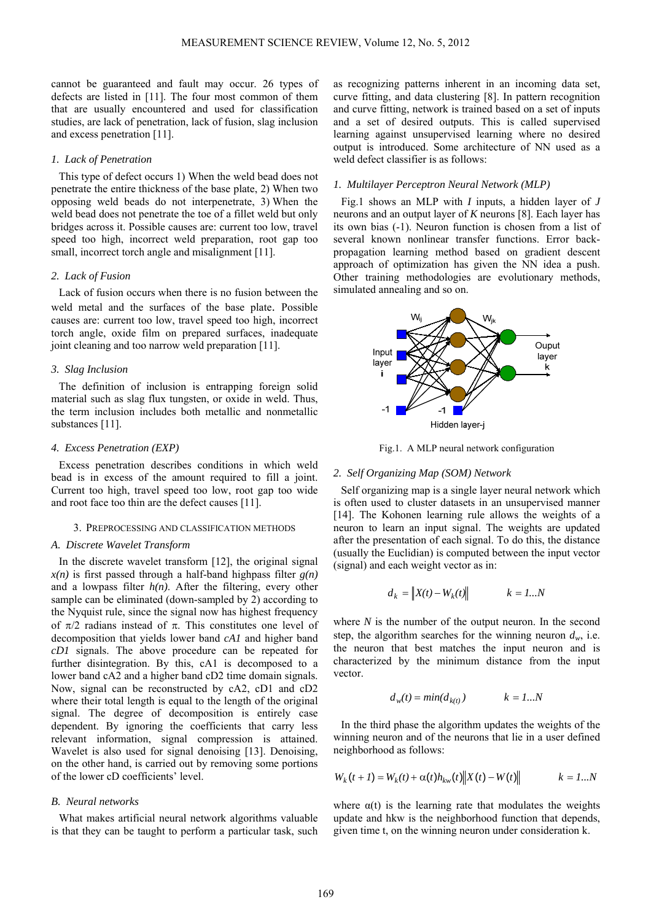cannot be guaranteed and fault may occur. 26 types of defects are listed in [11]. The four most common of them that are usually encountered and used for classification studies, are lack of penetration, lack of fusion, slag inclusion and excess penetration [11].

### *1. Lack of Penetration*

This type of defect occurs 1) When the weld bead does not penetrate the entire thickness of the base plate, 2) When two opposing weld beads do not interpenetrate, 3) When the weld bead does not penetrate the toe of a fillet weld but only bridges across it. Possible causes are: current too low, travel speed too high, incorrect weld preparation, root gap too small, incorrect torch angle and misalignment [11].

### *2. Lack of Fusion*

Lack of fusion occurs when there is no fusion between the weld metal and the surfaces of the base plate. Possible causes are: current too low, travel speed too high, incorrect torch angle, oxide film on prepared surfaces, inadequate joint cleaning and too narrow weld preparation [11].

### *3. Slag Inclusion*

The definition of inclusion is entrapping foreign solid material such as slag flux tungsten, or oxide in weld. Thus, the term inclusion includes both metallic and nonmetallic substances [11].

### *4. Excess Penetration (EXP)*

Excess penetration describes conditions in which weld bead is in excess of the amount required to fill a joint. Current too high, travel speed too low, root gap too wide and root face too thin are the defect causes [11].

## 3. PREPROCESSING AND CLASSIFICATION METHODS

### *A. Discrete Wavelet Transform*

In the discrete wavelet transform [12], the original signal $x(n)$ is first passed through a half-band highpass filter $g(n)$ and a lowpass filter $h(n)$. After the filtering, every other sample can be eliminated (down-sampled by 2) according to the Nyquist rule, since the signal now has highest frequency of $\pi/2$ radians instead of $\pi$. This constitutes one level of decomposition that yields lower band *cA1* and higher band *cD1* signals. The above procedure can be repeated for further disintegration. By this, cA1 is decomposed to a lower band cA2 and a higher band cD2 time domain signals. Now, signal can be reconstructed by cA2, cD1 and cD2 where their total length is equal to the length of the original signal. The degree of decomposition is entirely case dependent. By ignoring the coefficients that carry less relevant information, signal compression is attained. Wavelet is also used for signal denoising [13]. Denoising, on the other hand, is carried out by removing some portions of the lower cD coefficients' level.

### *B. Neural networks*

What makes artificial neural network algorithms valuable is that they can be taught to perform a particular task, such as recognizing patterns inherent in an incoming data set, curve fitting, and data clustering [8]. In pattern recognition and curve fitting, network is trained based on a set of inputs and a set of desired outputs. This is called supervised learning against unsupervised learning where no desired output is introduced. Some architecture of NN used as a weld defect classifier is as follows:

### *1. Multilayer Perceptron Neural Network (MLP)*

Fig.1 shows an MLP with $I$ inputs, a hidden layer of $J$ neurons and an output layer of $K$ neurons [8]. Each layer has its own bias (-1). Neuron function is chosen from a list of several known nonlinear transfer functions. Error back-propagation learning method based on gradient descent approach of optimization has given the NN idea a push. Other training methodologies are evolutionary methods, simulated annealing and so on.

Wij
Wjk
Input layer i
Ouput layer k
-1
-1
Hidden layer-j

Fig.1. A MLP neural network configuration

### *2. Self Organizing Map (SOM) Network*

Self organizing map is a single layer neural network which is often used to cluster datasets in an unsupervised manner [14]. The Kohonen learning rule allows the weights of a neuron to learn an input signal. The weights are updated after the presentation of each signal. To do this, the distance (usually the Euclidian) is computed between the input vector (signal) and each weight vector as in:

$$d_k = \|X(t) - W_k(t)\| \qquad k = 1 \ldots N$$

where $N$ is the number of the output neuron. In the second step, the algorithm searches for the winning neuron $d_w$, i.e. the neuron that best matches the input neuron and is characterized by the minimum distance from the input vector.

$$d_w(t) = min(d_{k(t)}) \qquad k = 1 \ldots N$$

In the third phase the algorithm updates the weights of the winning neuron and of the neurons that lie in a user defined neighborhood as follows:

$$W_k(t+1) = W_k(t) + \alpha(t) h_{kw}(t) \|X(t) - W(t)\| \qquad k = 1 \ldots N$$

where $\alpha(t)$ is the learning rate that modulates the weights update and hkw is the neighborhood function that depends, given time t, on the winning neuron under consideration k.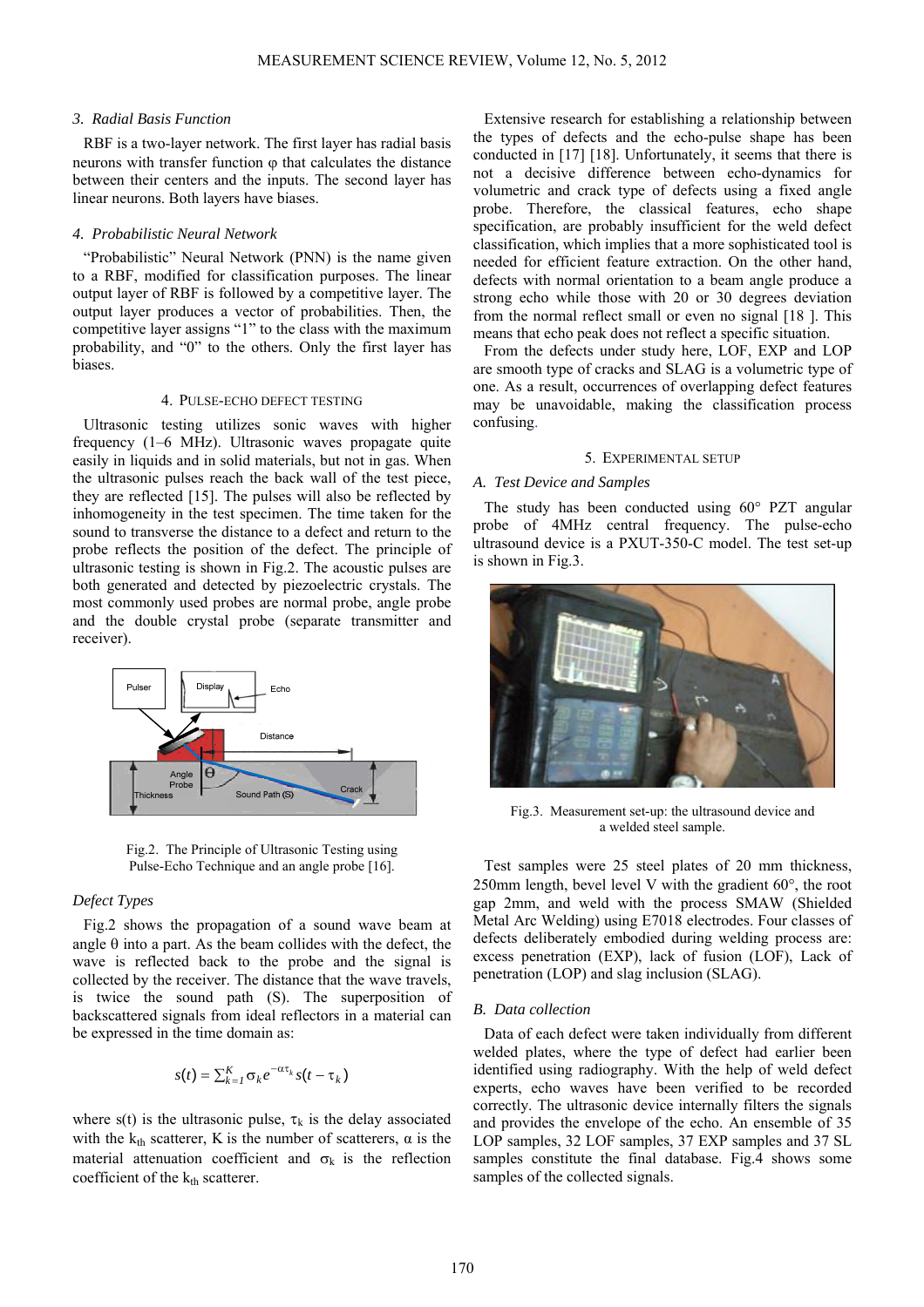### 3. Radial Basis Function

RBF is a two-layer network. The first layer has radial basis neurons with transfer function φ that calculates the distance between their centers and the inputs. The second layer has linear neurons. Both layers have biases.

### 4. Probabilistic Neural Network

"Probabilistic" Neural Network (PNN) is the name given to a RBF, modified for classification purposes. The linear output layer of RBF is followed by a competitive layer. The output layer produces a vector of probabilities. Then, the competitive layer assigns "1" to the class with the maximum probability, and "0" to the others. Only the first layer has biases.

## 4. PULSE-ECHO DEFECT TESTING

Ultrasonic testing utilizes sonic waves with higher frequency (1–6 MHz). Ultrasonic waves propagate quite easily in liquids and in solid materials, but not in gas. When the ultrasonic pulses reach the back wall of the test piece, they are reflected [15]. The pulses will also be reflected by inhomogeneity in the test specimen. The time taken for the sound to transverse the distance to a defect and return to the probe reflects the position of the defect. The principle of ultrasonic testing is shown in Fig.2. The acoustic pulses are both generated and detected by piezoelectric crystals. The most commonly used probes are normal probe, angle probe and the double crystal probe (separate transmitter and receiver).

Pulser
Display
Echo
Distance
Angle Probe
θ
Thickness
Sound Path (S)
Crack

Fig.2. The Principle of Ultrasonic Testing using Pulse-Echo Technique and an angle probe [16].

### Defect Types

Fig.2 shows the propagation of a sound wave beam at angle θ into a part. As the beam collides with the defect, the wave is reflected back to the probe and the signal is collected by the receiver. The distance that the wave travels, is twice the sound path (S). The superposition of backscattered signals from ideal reflectors in a material can be expressed in the time domain as:

$$s(t) = \sum_{k=1}^{K} \sigma_k e^{-\alpha\tau_k} s(t - \tau_k)$$

where s(t) is the ultrasonic pulse, $\tau_k$ is the delay associated with the $k_{th}$ scatterer, K is the number of scatterers, α is the material attenuation coefficient and $\sigma_k$ is the reflection coefficient of the $k_{th}$ scatterer.

Extensive research for establishing a relationship between the types of defects and the echo-pulse shape has been conducted in [17] [18]. Unfortunately, it seems that there is not a decisive difference between echo-dynamics for volumetric and crack type of defects using a fixed angle probe. Therefore, the classical features, echo shape specification, are probably insufficient for the weld defect classification, which implies that a more sophisticated tool is needed for efficient feature extraction. On the other hand, defects with normal orientation to a beam angle produce a strong echo while those with 20 or 30 degrees deviation from the normal reflect small or even no signal [18 ]. This means that echo peak does not reflect a specific situation.

From the defects under study here, LOF, EXP and LOP are smooth type of cracks and SLAG is a volumetric type of one. As a result, occurrences of overlapping defect features may be unavoidable, making the classification process confusing.

## 5. EXPERIMENTAL SETUP

### A. Test Device and Samples

The study has been conducted using 60° PZT angular probe of 4MHz central frequency. The pulse-echo ultrasound device is a PXUT-350-C model. The test set-up is shown in Fig.3.

Fig.3. Measurement set-up: the ultrasound device and a welded steel sample.

Test samples were 25 steel plates of 20 mm thickness, 250mm length, bevel level V with the gradient 60°, the root gap 2mm, and weld with the process SMAW (Shielded Metal Arc Welding) using E7018 electrodes. Four classes of defects deliberately embodied during welding process are: excess penetration (EXP), lack of fusion (LOF), Lack of penetration (LOP) and slag inclusion (SLAG).

### B. Data collection

Data of each defect were taken individually from different welded plates, where the type of defect had earlier been identified using radiography. With the help of weld defect experts, echo waves have been verified to be recorded correctly. The ultrasonic device internally filters the signals and provides the envelope of the echo. An ensemble of 35 LOP samples, 32 LOF samples, 37 EXP samples and 37 SL samples constitute the final database. Fig.4 shows some samples of the collected signals.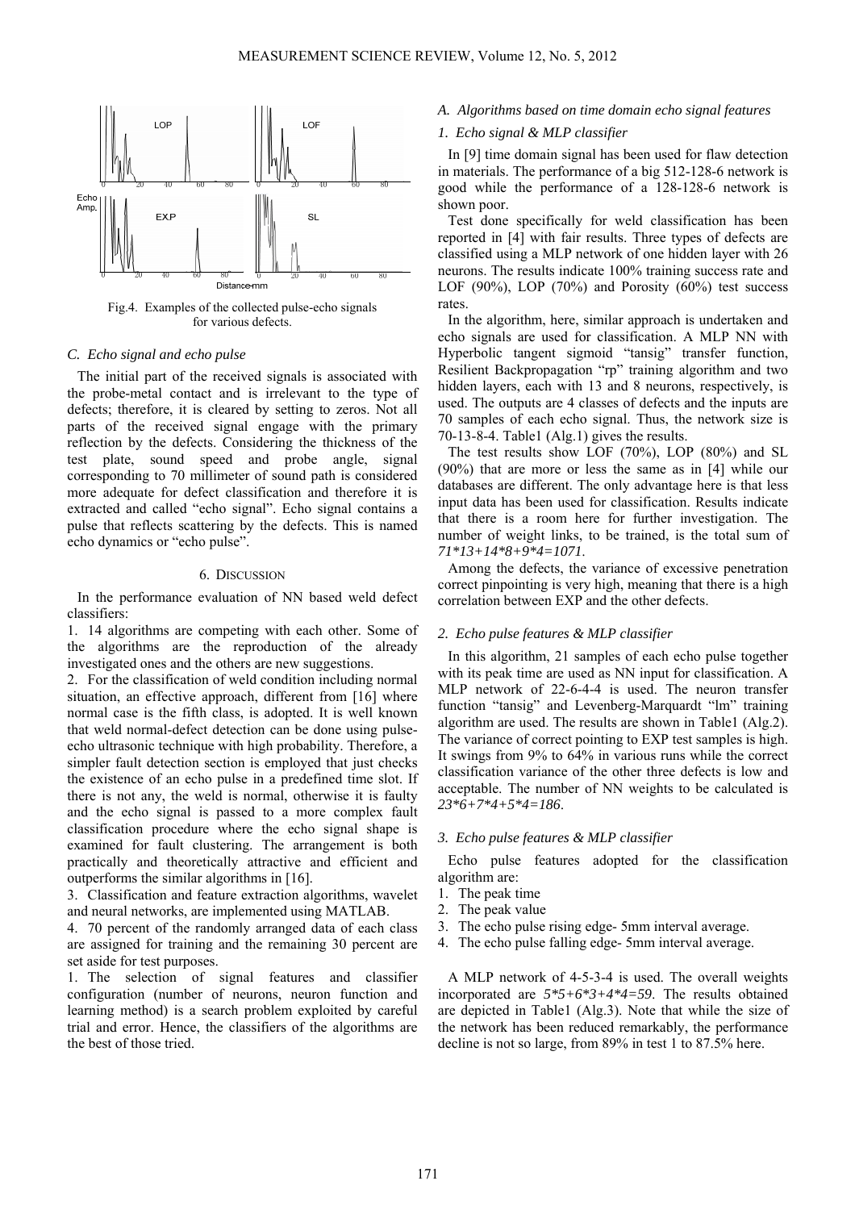LOP

LOF

Echo Amp.

EXP

SL

Distance-mm

Fig.4. Examples of the collected pulse-echo signals for various defects.

## C. Echo signal and echo pulse

The initial part of the received signals is associated with the probe-metal contact and is irrelevant to the type of defects; therefore, it is cleared by setting to zeros. Not all parts of the received signal engage with the primary reflection by the defects. Considering the thickness of the test plate, sound speed and probe angle, signal corresponding to 70 millimeter of sound path is considered more adequate for defect classification and therefore it is extracted and called "echo signal". Echo signal contains a pulse that reflects scattering by the defects. This is named echo dynamics or "echo pulse".

# 6. DISCUSSION

In the performance evaluation of NN based weld defect classifiers:

1. 14 algorithms are competing with each other. Some of the algorithms are the reproduction of the already investigated ones and the others are new suggestions.
2. For the classification of weld condition including normal situation, an effective approach, different from [16] where normal case is the fifth class, is adopted. It is well known that weld normal-defect detection can be done using pulse-echo ultrasonic technique with high probability. Therefore, a simpler fault detection section is employed that just checks the existence of an echo pulse in a predefined time slot. If there is not any, the weld is normal, otherwise it is faulty and the echo signal is passed to a more complex fault classification procedure where the echo signal shape is examined for fault clustering. The arrangement is both practically and theoretically attractive and efficient and outperforms the similar algorithms in [16].
3. Classification and feature extraction algorithms, wavelet and neural networks, are implemented using MATLAB.
4. 70 percent of the randomly arranged data of each class are assigned for training and the remaining 30 percent are set aside for test purposes.
1. The selection of signal features and classifier configuration (number of neurons, neuron function and learning method) is a search problem exploited by careful trial and error. Hence, the classifiers of the algorithms are the best of those tried.

## A. Algorithms based on time domain echo signal features

### 1. Echo signal & MLP classifier

In [9] time domain signal has been used for flaw detection in materials. The performance of a big 512-128-6 network is good while the performance of a 128-128-6 network is shown poor.

Test done specifically for weld classification has been reported in [4] with fair results. Three types of defects are classified using a MLP network of one hidden layer with 26 neurons. The results indicate 100% training success rate and LOF (90%), LOP (70%) and Porosity (60%) test success rates.

In the algorithm, here, similar approach is undertaken and echo signals are used for classification. A MLP NN with Hyperbolic tangent sigmoid "tansig" transfer function, Resilient Backpropagation "rp" training algorithm and two hidden layers, each with 13 and 8 neurons, respectively, is used. The outputs are 4 classes of defects and the inputs are 70 samples of each echo signal. Thus, the network size is 70-13-8-4. Table1 (Alg.1) gives the results.

The test results show LOF (70%), LOP (80%) and SL (90%) that are more or less the same as in [4] while our databases are different. The only advantage here is that less input data has been used for classification. Results indicate that there is a room here for further investigation. The number of weight links, to be trained, is the total sum of *71\*13+14\*8+9\*4=1071*.

Among the defects, the variance of excessive penetration correct pinpointing is very high, meaning that there is a high correlation between EXP and the other defects.

### 2. Echo pulse features & MLP classifier

In this algorithm, 21 samples of each echo pulse together with its peak time are used as NN input for classification. A MLP network of 22-6-4-4 is used. The neuron transfer function "tansig" and Levenberg-Marquardt "lm" training algorithm are used. The results are shown in Table1 (Alg.2). The variance of correct pointing to EXP test samples is high. It swings from 9% to 64% in various runs while the correct classification variance of the other three defects is low and acceptable. The number of NN weights to be calculated is *23\*6+7\*4+5\*4=186*.

### 3. Echo pulse features & MLP classifier

Echo pulse features adopted for the classification algorithm are:

1. The peak time
2. The peak value
3. The echo pulse rising edge- 5mm interval average.
4. The echo pulse falling edge- 5mm interval average.

A MLP network of 4-5-3-4 is used. The overall weights incorporated are *5\*5+6\*3+4\*4=59*. The results obtained are depicted in Table1 (Alg.3). Note that while the size of the network has been reduced remarkably, the performance decline is not so large, from 89% in test 1 to 87.5% here.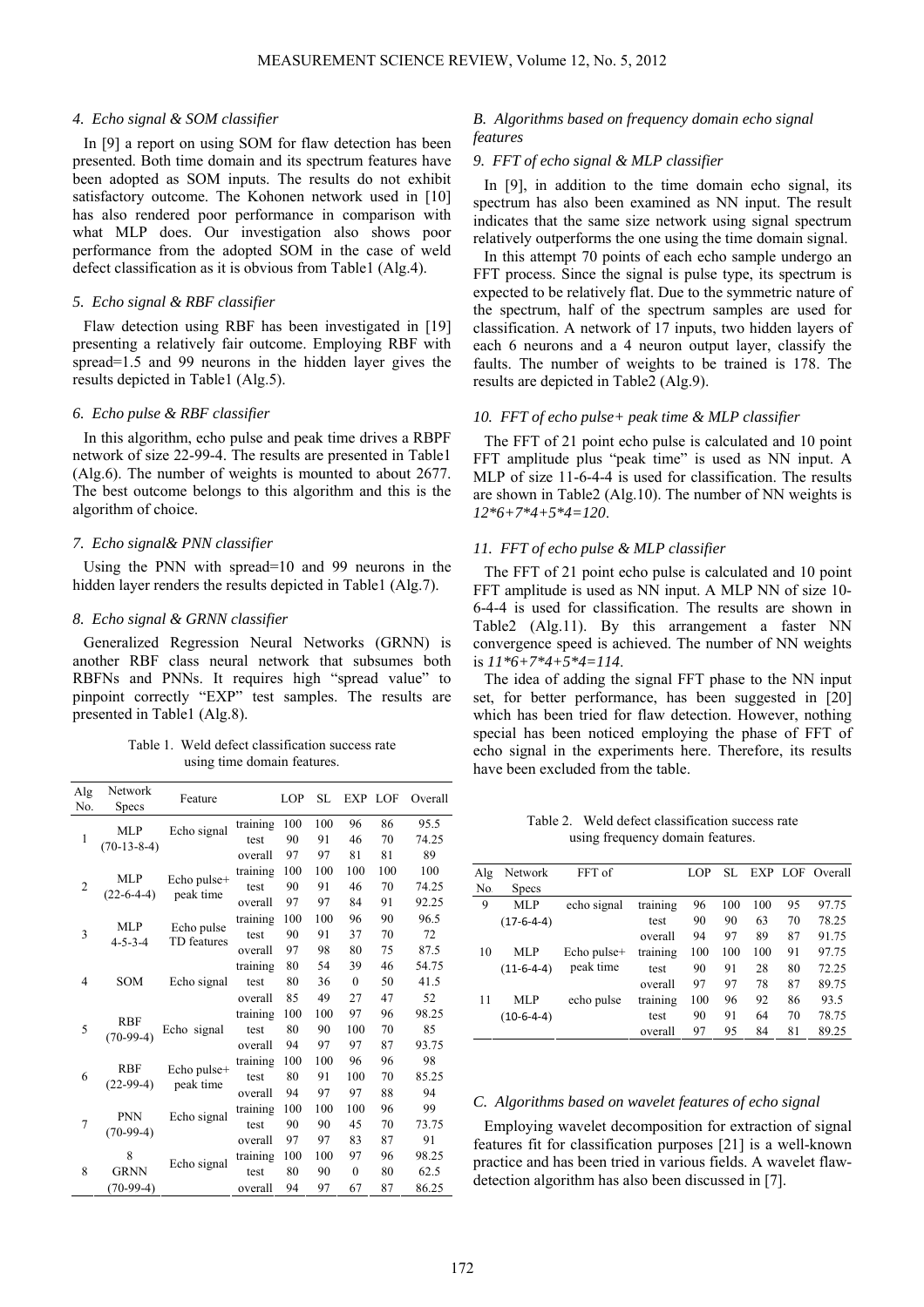#### *4. Echo signal & SOM classifier*

In [9] a report on using SOM for flaw detection has been presented. Both time domain and its spectrum features have been adopted as SOM inputs. The results do not exhibit satisfactory outcome. The Kohonen network used in [10] has also rendered poor performance in comparison with what MLP does. Our investigation also shows poor performance from the adopted SOM in the case of weld defect classification as it is obvious from Table1 (Alg.4).

#### *5. Echo signal & RBF classifier*

Flaw detection using RBF has been investigated in [19] presenting a relatively fair outcome. Employing RBF with spread=1.5 and 99 neurons in the hidden layer gives the results depicted in Table1 (Alg.5).

#### *6. Echo pulse & RBF classifier*

In this algorithm, echo pulse and peak time drives a RBPF network of size 22-99-4. The results are presented in Table1 (Alg.6). The number of weights is mounted to about 2677. The best outcome belongs to this algorithm and this is the algorithm of choice.

#### *7. Echo signal& PNN classifier*

Using the PNN with spread=10 and 99 neurons in the hidden layer renders the results depicted in Table1 (Alg.7).

#### *8. Echo signal & GRNN classifier*

Generalized Regression Neural Networks (GRNN) is another RBF class neural network that subsumes both RBFNs and PNNs. It requires high "spread value" to pinpoint correctly "EXP" test samples. The results are presented in Table1 (Alg.8).

Table 1. Weld defect classification success rate using time domain features.

| Alg No. | Network Specs | Feature | | LOP | SL | EXP | LOF | Overall |
|---|---|---|---|---|---|---|---|---|
| 1 | MLP (70-13-8-4) | Echo signal | training | 100 | 100 | 96 | 86 | 95.5 |
| | | | test | 90 | 91 | 46 | 70 | 74.25 |
| | | | overall | 97 | 97 | 81 | 81 | 89 |
| 2 | MLP (22-6-4-4) | Echo pulse+ peak time | training | 100 | 100 | 100 | 100 | 100 |
| | | | test | 90 | 91 | 46 | 70 | 74.25 |
| | | | overall | 97 | 97 | 84 | 91 | 92.25 |
| 3 | MLP 4-5-3-4 | Echo pulse TD features | training | 100 | 100 | 96 | 90 | 96.5 |
| | | | test | 90 | 91 | 37 | 70 | 72 |
| | | | overall | 97 | 98 | 80 | 75 | 87.5 |
| 4 | SOM | Echo signal | training | 80 | 54 | 39 | 46 | 54.75 |
| | | | test | 80 | 36 | 0 | 50 | 41.5 |
| | | | overall | 85 | 49 | 27 | 47 | 52 |
| 5 | RBF (70-99-4) | Echo signal | training | 100 | 100 | 97 | 96 | 98.25 |
| | | | test | 80 | 90 | 100 | 70 | 85 |
| | | | overall | 94 | 97 | 97 | 87 | 93.75 |
| 6 | RBF (22-99-4) | Echo pulse+ peak time | training | 100 | 100 | 96 | 96 | 98 |
| | | | test | 80 | 91 | 100 | 70 | 85.25 |
| | | | overall | 94 | 97 | 97 | 88 | 94 |
| 7 | PNN (70-99-4) | Echo signal | training | 100 | 100 | 100 | 96 | 99 |
| | | | test | 90 | 90 | 45 | 70 | 73.75 |
| | | | overall | 97 | 97 | 83 | 87 | 91 |
| 8 | 8 GRNN (70-99-4) | Echo signal | training | 100 | 100 | 97 | 96 | 98.25 |
| | | | test | 80 | 90 | 0 | 80 | 62.5 |
| | | | overall | 94 | 97 | 67 | 87 | 86.25 |

### *B. Algorithms based on frequency domain echo signal features*

#### *9. FFT of echo signal & MLP classifier*

In [9], in addition to the time domain echo signal, its spectrum has also been examined as NN input. The result indicates that the same size network using signal spectrum relatively outperforms the one using the time domain signal.

In this attempt 70 points of each echo sample undergo an FFT process. Since the signal is pulse type, its spectrum is expected to be relatively flat. Due to the symmetric nature of the spectrum, half of the spectrum samples are used for classification. A network of 17 inputs, two hidden layers of each 6 neurons and a 4 neuron output layer, classify the faults. The number of weights to be trained is 178. The results are depicted in Table2 (Alg.9).

#### *10. FFT of echo pulse+ peak time & MLP classifier*

The FFT of 21 point echo pulse is calculated and 10 point FFT amplitude plus "peak time" is used as NN input. A MLP of size 11-6-4-4 is used for classification. The results are shown in Table2 (Alg.10). The number of NN weights is $12*6+7*4+5*4=120$.

#### *11. FFT of echo pulse & MLP classifier*

The FFT of 21 point echo pulse is calculated and 10 point FFT amplitude is used as NN input. A MLP NN of size 10-6-4-4 is used for classification. The results are shown in Table2 (Alg.11). By this arrangement a faster NN convergence speed is achieved. The number of NN weights is $11*6+7*4+5*4=114$.

The idea of adding the signal FFT phase to the NN input set, for better performance, has been suggested in [20] which has been tried for flaw detection. However, nothing special has been noticed employing the phase of FFT of echo signal in the experiments here. Therefore, its results have been excluded from the table.

Table 2. Weld defect classification success rate using frequency domain features.

| Alg No | Network Specs | FFT of | | LOP | SL | EXP | LOF | Overall |
|---|---|---|---|---|---|---|---|---|
| 9 | MLP (17-6-4-4) | echo signal | training | 96 | 100 | 100 | 95 | 97.75 |
| | | | test | 90 | 90 | 63 | 70 | 78.25 |
| | | | overall | 94 | 97 | 89 | 87 | 91.75 |
| 10 | MLP (11-6-4-4) | Echo pulse+ peak time | training | 100 | 100 | 100 | 91 | 97.75 |
| | | | test | 90 | 91 | 28 | 80 | 72.25 |
| | | | overall | 97 | 97 | 78 | 87 | 89.75 |
| 11 | MLP (10-6-4-4) | echo pulse | training | 100 | 96 | 92 | 86 | 93.5 |
| | | | test | 90 | 91 | 64 | 70 | 78.75 |
| | | | overall | 97 | 95 | 84 | 81 | 89.25 |

### *C. Algorithms based on wavelet features of echo signal*

Employing wavelet decomposition for extraction of signal features fit for classification purposes [21] is a well-known practice and has been tried in various fields. A wavelet flaw-detection algorithm has also been discussed in [7].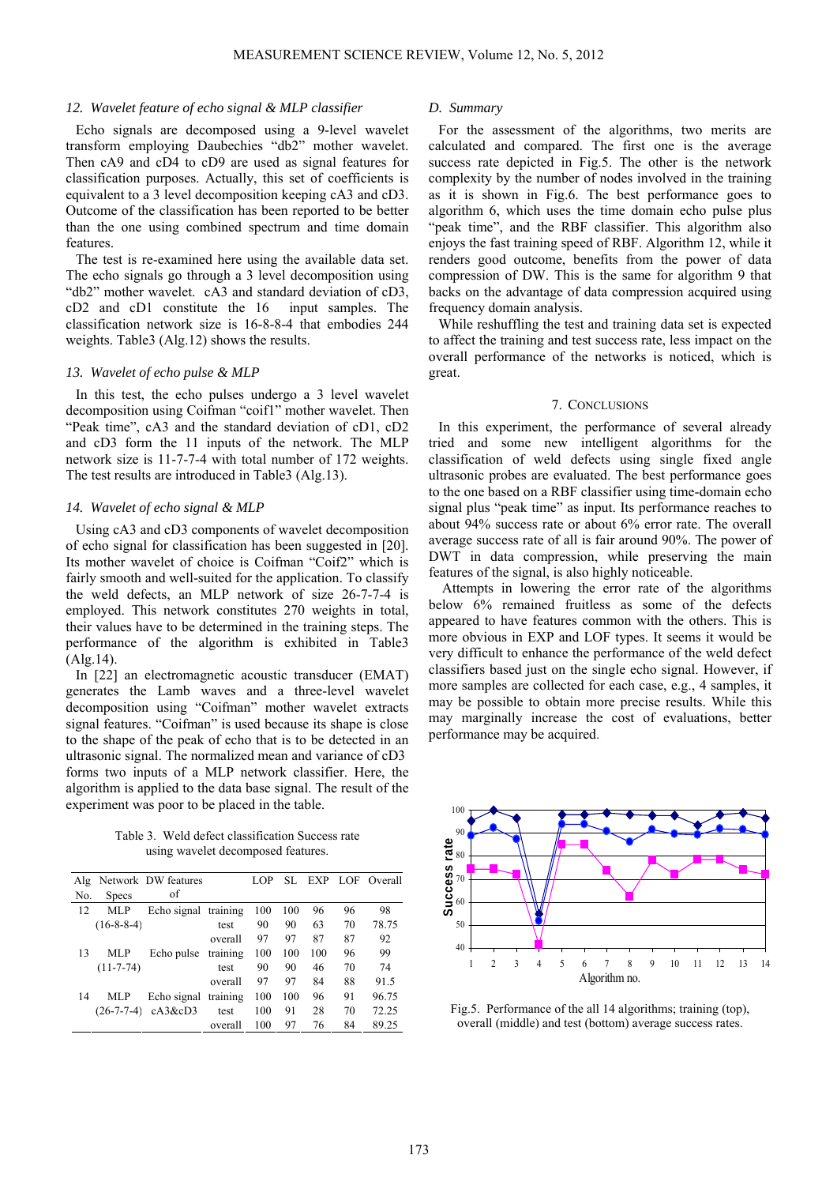### 12. Wavelet feature of echo signal & MLP classifier

Echo signals are decomposed using a 9-level wavelet transform employing Daubechies “db2” mother wavelet. Then cA9 and cD4 to cD9 are used as signal features for classification purposes. Actually, this set of coefficients is equivalent to a 3 level decomposition keeping cA3 and cD3. Outcome of the classification has been reported to be better than the one using combined spectrum and time domain features.

The test is re-examined here using the available data set. The echo signals go through a 3 level decomposition using “db2” mother wavelet. cA3 and standard deviation of cD3, cD2 and cD1 constitute the 16 input samples. The classification network size is 16-8-8-4 that embodies 244 weights. Table3 (Alg.12) shows the results.

### 13. Wavelet of echo pulse & MLP

In this test, the echo pulses undergo a 3 level wavelet decomposition using Coifman “coif1” mother wavelet. Then “Peak time”, cA3 and the standard deviation of cD1, cD2 and cD3 form the 11 inputs of the network. The MLP network size is 11-7-7-4 with total number of 172 weights. The test results are introduced in Table3 (Alg.13).

### 14. Wavelet of echo signal & MLP

Using cA3 and cD3 components of wavelet decomposition of echo signal for classification has been suggested in [20]. Its mother wavelet of choice is Coifman “Coif2” which is fairly smooth and well-suited for the application. To classify the weld defects, an MLP network of size 26-7-7-4 is employed. This network constitutes 270 weights in total, their values have to be determined in the training steps. The performance of the algorithm is exhibited in Table3 (Alg.14).

In [22] an electromagnetic acoustic transducer (EMAT) generates the Lamb waves and a three-level wavelet decomposition using “Coifman” mother wavelet extracts signal features. “Coifman” is used because its shape is close to the shape of the peak of echo that is to be detected in an ultrasonic signal. The normalized mean and variance of cD3 forms two inputs of a MLP network classifier. Here, the algorithm is applied to the data base signal. The result of the experiment was poor to be placed in the table.

Table 3. Weld defect classification Success rate using wavelet decomposed features.

| Alg No. | Network Specs | DW features of | | LOP | SL | EXP | LOF | Overall |
|---|---|---|---|---|---|---|---|---|
| 12 | MLP | Echo signal | training | 100 | 100 | 96 | 96 | 98 |
| | (16-8-8-4) | | test | 90 | 90 | 63 | 70 | 78.75 |
| | | | overall | 97 | 97 | 87 | 87 | 92 |
| 13 | MLP | Echo pulse | training | 100 | 100 | 100 | 96 | 99 |
| | (11-7-74) | | test | 90 | 90 | 46 | 70 | 74 |
| | | | overall | 97 | 97 | 84 | 88 | 91.5 |
| 14 | MLP | Echo signal | training | 100 | 100 | 96 | 91 | 96.75 |
| | (26-7-7-4) | cA3&cD3 | test | 100 | 91 | 28 | 70 | 72.25 |
| | | | overall | 100 | 97 | 76 | 84 | 89.25 |

### D. Summary

For the assessment of the algorithms, two merits are calculated and compared. The first one is the average success rate depicted in Fig.5. The other is the network complexity by the number of nodes involved in the training as it is shown in Fig.6. The best performance goes to algorithm 6, which uses the time domain echo pulse plus “peak time”, and the RBF classifier. This algorithm also enjoys the fast training speed of RBF. Algorithm 12, while it renders good outcome, benefits from the power of data compression of DW. This is the same for algorithm 9 that backs on the advantage of data compression acquired using frequency domain analysis.

While reshuffling the test and training data set is expected to affect the training and test success rate, less impact on the overall performance of the networks is noticed, which is great.

## 7. CONCLUSIONS

In this experiment, the performance of several already tried and some new intelligent algorithms for the classification of weld defects using single fixed angle ultrasonic probes are evaluated. The best performance goes to the one based on a RBF classifier using time-domain echo signal plus “peak time” as input. Its performance reaches to about 94% success rate or about 6% error rate. The overall average success rate of all is fair around 90%. The power of DWT in data compression, while preserving the main features of the signal, is also highly noticeable.

Attempts in lowering the error rate of the algorithms below 6% remained fruitless as some of the defects appeared to have features common with the others. This is more obvious in EXP and LOF types. It seems it would be very difficult to enhance the performance of the weld defect classifiers based just on the single echo signal. However, if more samples are collected for each case, e.g., 4 samples, it may be possible to obtain more precise results. While this may marginally increase the cost of evaluations, better performance may be acquired.

Success rate
100
90
80
70
60
50
40
1 2 3 4 5 6 7 8 9 10 11 12 13 14
Algorithm no.

Fig.5. Performance of the all 14 algorithms; training (top), overall (middle) and test (bottom) average success rates.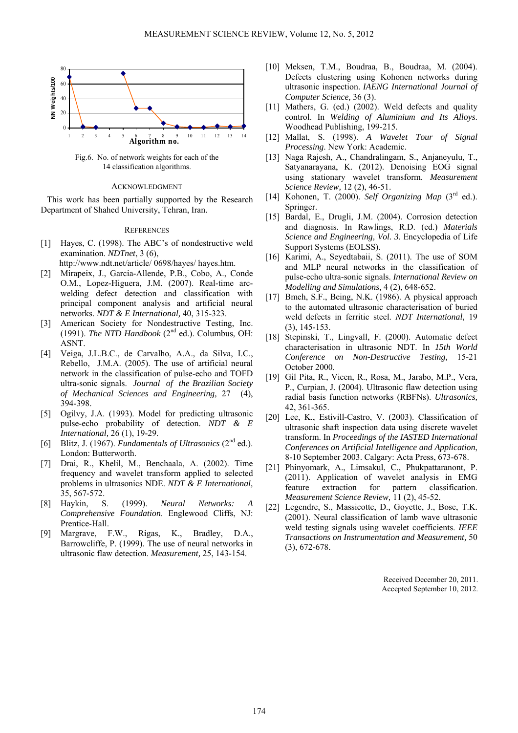NN Weights/100

80
60
40
20
0

1 2 3 4 5 6 7 8 9 10 11 12 13 14

Algorithm no.

Fig.6. No. of network weights for each of the 14 classification algorithms.

## ACKNOWLEDGMENT

This work has been partially supported by the Research Department of Shahed University, Tehran, Iran.

## REFERENCES

[1] Hayes, C. (1998). The ABC's of nondestructive weld examination. *NDTnet*, 3 (6), http://www.ndt.net/article/ 0698/hayes/ hayes.htm.

[2] Mirapeix, J., Garcia-Allende, P.B., Cobo, A., Conde O.M., Lopez-Higuera, J.M. (2007). Real-time arc-welding defect detection and classification with principal component analysis and artificial neural networks. *NDT & E International,* 40, 315-323.

[3] American Society for Nondestructive Testing, Inc. (1991). *The NTD Handbook* (2nd ed.). Columbus, OH: ASNT.

[4] Veiga, J.L.B.C., de Carvalho, A.A., da Silva, I.C., Rebello, J.M.A. (2005). The use of artificial neural network in the classification of pulse-echo and TOFD ultra-sonic signals. *Journal of the Brazilian Society of Mechanical Sciences and Engineering,* 27 (4), 394-398.

[5] Ogilvy, J.A. (1993). Model for predicting ultrasonic pulse-echo probability of detection. *NDT & E International,* 26 (1), 19-29.

[6] Blitz, J. (1967). *Fundamentals of Ultrasonics* (2nd ed.). London: Butterworth.

[7] Drai, R., Khelil, M., Benchaala, A. (2002). Time frequency and wavelet transform applied to selected problems in ultrasonics NDE. *NDT & E International,* 35, 567-572.

[8] Haykin, S. (1999). *Neural Networks: A Comprehensive Foundation*. Englewood Cliffs, NJ: Prentice-Hall.

[9] Margrave, F.W., Rigas, K., Bradley, D.A., Barrowcliffe, P. (1999). The use of neural networks in ultrasonic flaw detection. *Measurement,* 25, 143-154.

[10] Meksen, T.M., Boudraa, B., Boudraa, M. (2004). Defects clustering using Kohonen networks during ultrasonic inspection. *IAENG International Journal of Computer Science,* 36 (3).

[11] Mathers, G. (ed.) (2002). Weld defects and quality control. In *Welding of Aluminium and Its Alloys*. Woodhead Publishing, 199-215.

[12] Mallat, S. (1998). *A Wavelet Tour of Signal Processing*. New York: Academic.

[13] Naga Rajesh, A., Chandralingam, S., Anjaneyulu, T., Satyanarayana, K. (2012). Denoising EOG signal using stationary wavelet transform. *Measurement Science Review,* 12 (2), 46-51.

[14] Kohonen, T. (2000). *Self Organizing Map* (3rd ed.). Springer.

[15] Bardal, E., Drugli, J.M. (2004). Corrosion detection and diagnosis. In Rawlings, R.D. (ed.) *Materials Science and Engineering, Vol. 3*. Encyclopedia of Life Support Systems (EOLSS).

[16] Karimi, A., Seyedtabaii, S. (2011). The use of SOM and MLP neural networks in the classification of pulse-echo ultra-sonic signals. *International Review on Modelling and Simulations,* 4 (2), 648-652.

[17] Bmeh, S.F., Being, N.K. (1986). A physical approach to the automated ultrasonic characterisation of buried weld defects in ferritic steel. *NDT International,* 19 (3), 145-153.

[18] Stepinski, T., Lingvall, F. (2000). Automatic defect characterisation in ultrasonic NDT. In *15th World Conference on Non-Destructive Testing,* 15-21 October 2000.

[19] Gil Pita, R., Vicen, R., Rosa, M., Jarabo, M.P., Vera, P., Curpian, J. (2004). Ultrasonic flaw detection using radial basis function networks (RBFNs). *Ultrasonics,* 42, 361-365.

[20] Lee, K., Estivill-Castro, V. (2003). Classification of ultrasonic shaft inspection data using discrete wavelet transform. In *Proceedings of the IASTED International Conferences on Artificial Intelligence and Application*, 8-10 September 2003. Calgary: Acta Press, 673-678.

[21] Phinyomark, A., Limsakul, C., Phukpattaranont, P. (2011). Application of wavelet analysis in EMG feature extraction for pattern classification. *Measurement Science Review,* 11 (2), 45-52.

[22] Legendre, S., Massicotte, D., Goyette, J., Bose, T.K. (2001). Neural classification of lamb wave ultrasonic weld testing signals using wavelet coefficients. *IEEE Transactions on Instrumentation and Measurement,* 50 (3), 672-678.

Received December 20, 2011.
Accepted September 10, 2012.